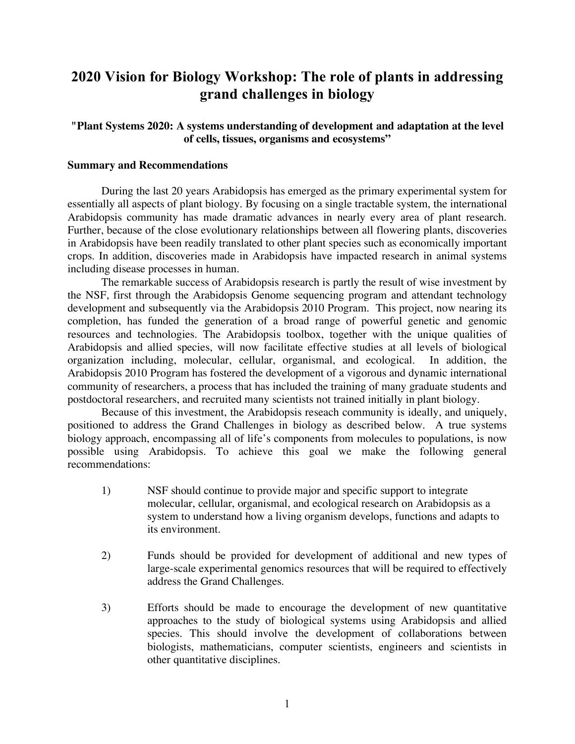# 2020 Vision for Biology Workshop: The role of plants in addressing grand challenges in biology

### "Plant Systems 2020: A systems understanding of development and adaptation at the level of cells, tissues, organisms and ecosystems"

#### Summary and Recommendations

During the last 20 years Arabidopsis has emerged as the primary experimental system for essentially all aspects of plant biology. By focusing on a single tractable system, the international Arabidopsis community has made dramatic advances in nearly every area of plant research. Further, because of the close evolutionary relationships between all flowering plants, discoveries in Arabidopsis have been readily translated to other plant species such as economically important crops. In addition, discoveries made in Arabidopsis have impacted research in animal systems including disease processes in human.

The remarkable success of Arabidopsis research is partly the result of wise investment by the NSF, first through the Arabidopsis Genome sequencing program and attendant technology development and subsequently via the Arabidopsis 2010 Program. This project, now nearing its completion, has funded the generation of a broad range of powerful genetic and genomic resources and technologies. The Arabidopsis toolbox, together with the unique qualities of Arabidopsis and allied species, will now facilitate effective studies at all levels of biological organization including, molecular, cellular, organismal, and ecological. In addition, the Arabidopsis 2010 Program has fostered the development of a vigorous and dynamic international community of researchers, a process that has included the training of many graduate students and postdoctoral researchers, and recruited many scientists not trained initially in plant biology.

Because of this investment, the Arabidopsis reseach community is ideally, and uniquely, positioned to address the Grand Challenges in biology as described below. A true systems biology approach, encompassing all of life's components from molecules to populations, is now possible using Arabidopsis. To achieve this goal we make the following general recommendations:

1) NSF should continue to provide major and specific support to integrate molecular, cellular, organismal, and ecological research on Arabidopsis as a system to understand how a living organism develops, functions and adapts to its environment.

2) Funds should be provided for development of additional and new types of large-scale experimental genomics resources that will be required to effectively address the Grand Challenges.

3) Efforts should be made to encourage the development of new quantitative approaches to the study of biological systems using Arabidopsis and allied species. This should involve the development of collaborations between biologists, mathematicians, computer scientists, engineers and scientists in other quantitative disciplines.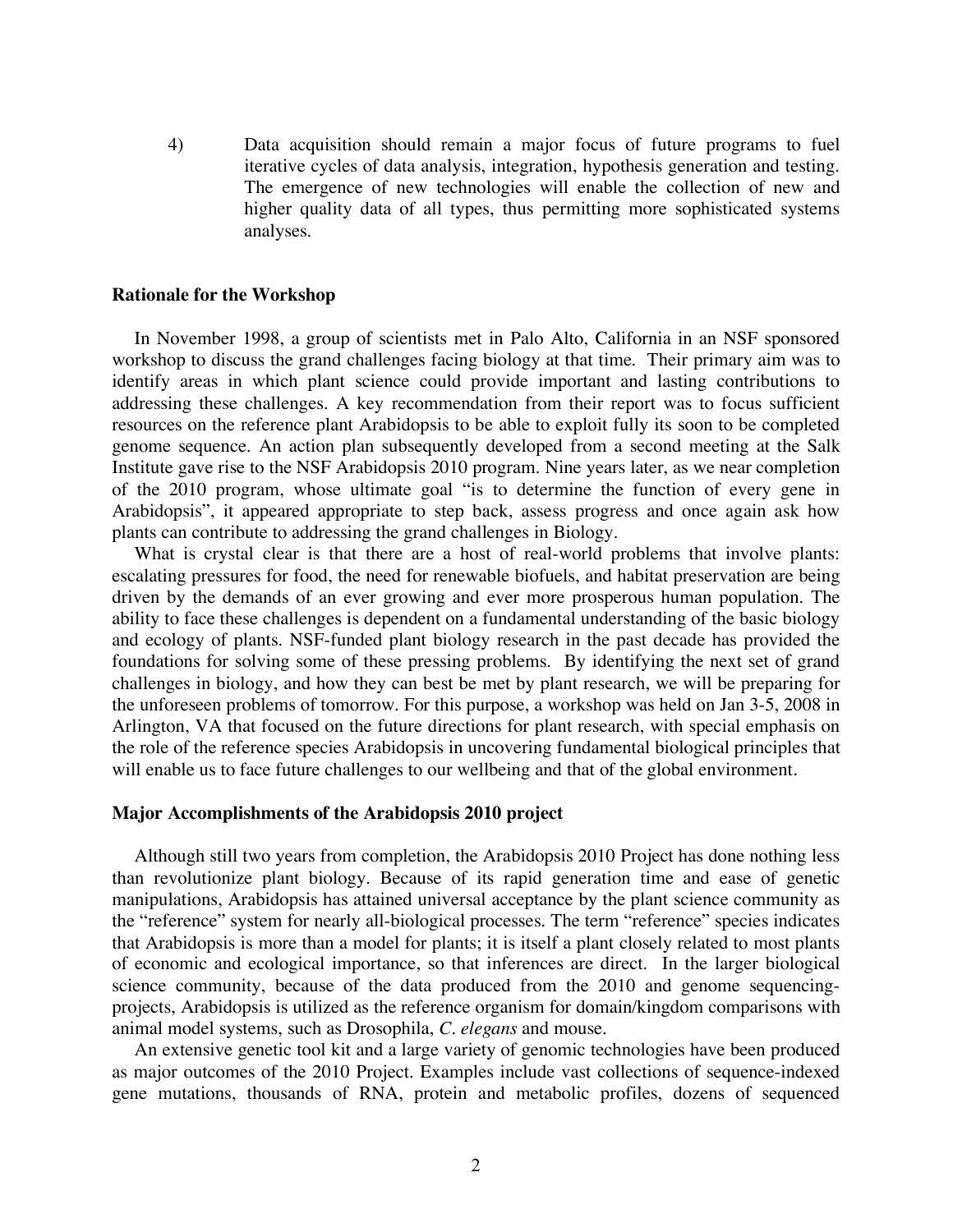4) Data acquisition should remain a major focus of future programs to fuel iterative cycles of data analysis, integration, hypothesis generation and testing. The emergence of new technologies will enable the collection of new and higher quality data of all types, thus permitting more sophisticated systems analyses.

## Rationale for the Workshop

In November 1998, a group of scientists met in Palo Alto, California in an NSF sponsored workshop to discuss the grand challenges facing biology at that time. Their primary aim was to identify areas in which plant science could provide important and lasting contributions to addressing these challenges. A key recommendation from their report was to focus sufficient resources on the reference plant Arabidopsis to be able to exploit fully its soon to be completed genome sequence. An action plan subsequently developed from a second meeting at the Salk Institute gave rise to the NSF Arabidopsis 2010 program. Nine years later, as we near completion of the 2010 program, whose ultimate goal "is to determine the function of every gene in Arabidopsis", it appeared appropriate to step back, assess progress and once again ask how plants can contribute to addressing the grand challenges in Biology.

What is crystal clear is that there are a host of real-world problems that involve plants: escalating pressures for food, the need for renewable biofuels, and habitat preservation are being driven by the demands of an ever growing and ever more prosperous human population. The ability to face these challenges is dependent on a fundamental understanding of the basic biology and ecology of plants. NSF-funded plant biology research in the past decade has provided the foundations for solving some of these pressing problems. By identifying the next set of grand challenges in biology, and how they can best be met by plant research, we will be preparing for the unforeseen problems of tomorrow. For this purpose, a workshop was held on Jan 3-5, 2008 in Arlington, VA that focused on the future directions for plant research, with special emphasis on the role of the reference species Arabidopsis in uncovering fundamental biological principles that will enable us to face future challenges to our wellbeing and that of the global environment.

## Major Accomplishments of the Arabidopsis 2010 project

Although still two years from completion, the Arabidopsis 2010 Project has done nothing less than revolutionize plant biology. Because of its rapid generation time and ease of genetic manipulations, Arabidopsis has attained universal acceptance by the plant science community as the "reference" system for nearly all-biological processes. The term "reference" species indicates that Arabidopsis is more than a model for plants; it is itself a plant closely related to most plants of economic and ecological importance, so that inferences are direct. In the larger biological science community, because of the data produced from the 2010 and genome sequencing-projects, Arabidopsis is utilized as the reference organism for domain/kingdom comparisons with animal model systems, such as Drosophila, *C. elegans* and mouse.

An extensive genetic tool kit and a large variety of genomic technologies have been produced as major outcomes of the 2010 Project. Examples include vast collections of sequence-indexed gene mutations, thousands of RNA, protein and metabolic profiles, dozens of sequenced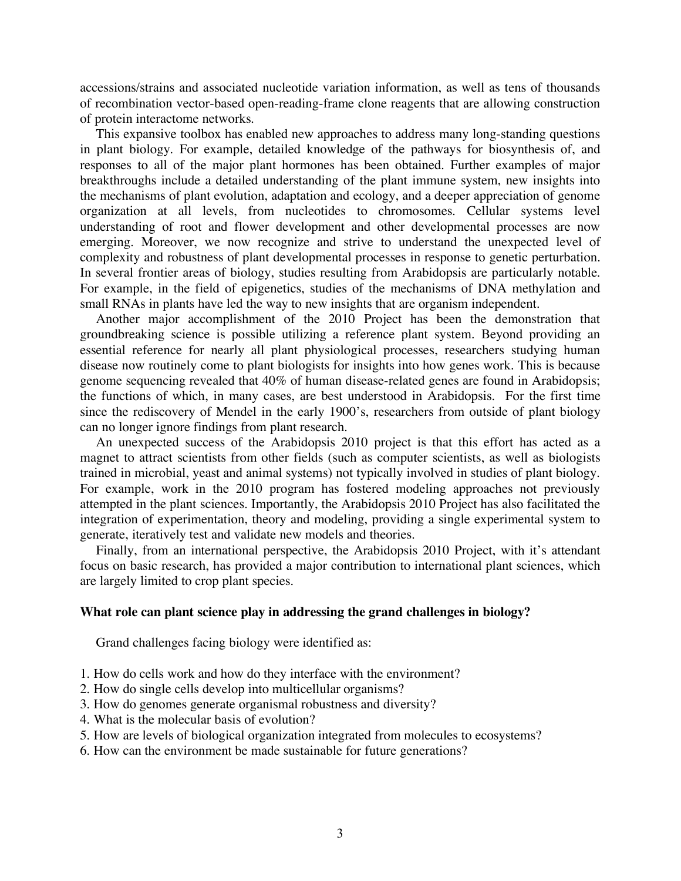accessions/strains and associated nucleotide variation information, as well as tens of thousands of recombination vector-based open-reading-frame clone reagents that are allowing construction of protein interactome networks.

This expansive toolbox has enabled new approaches to address many long-standing questions in plant biology. For example, detailed knowledge of the pathways for biosynthesis of, and responses to all of the major plant hormones has been obtained. Further examples of major breakthroughs include a detailed understanding of the plant immune system, new insights into the mechanisms of plant evolution, adaptation and ecology, and a deeper appreciation of genome organization at all levels, from nucleotides to chromosomes. Cellular systems level understanding of root and flower development and other developmental processes are now emerging. Moreover, we now recognize and strive to understand the unexpected level of complexity and robustness of plant developmental processes in response to genetic perturbation. In several frontier areas of biology, studies resulting from Arabidopsis are particularly notable. For example, in the field of epigenetics, studies of the mechanisms of DNA methylation and small RNAs in plants have led the way to new insights that are organism independent.

Another major accomplishment of the 2010 Project has been the demonstration that groundbreaking science is possible utilizing a reference plant system. Beyond providing an essential reference for nearly all plant physiological processes, researchers studying human disease now routinely come to plant biologists for insights into how genes work. This is because genome sequencing revealed that 40% of human disease-related genes are found in Arabidopsis; the functions of which, in many cases, are best understood in Arabidopsis. For the first time since the rediscovery of Mendel in the early 1900's, researchers from outside of plant biology can no longer ignore findings from plant research.

An unexpected success of the Arabidopsis 2010 project is that this effort has acted as a magnet to attract scientists from other fields (such as computer scientists, as well as biologists trained in microbial, yeast and animal systems) not typically involved in studies of plant biology. For example, work in the 2010 program has fostered modeling approaches not previously attempted in the plant sciences. Importantly, the Arabidopsis 2010 Project has also facilitated the integration of experimentation, theory and modeling, providing a single experimental system to generate, iteratively test and validate new models and theories.

Finally, from an international perspective, the Arabidopsis 2010 Project, with it's attendant focus on basic research, has provided a major contribution to international plant sciences, which are largely limited to crop plant species.

**What role can plant science play in addressing the grand challenges in biology?**

Grand challenges facing biology were identified as:

1. How do cells work and how do they interface with the environment?
2. How do single cells develop into multicellular organisms?
3. How do genomes generate organismal robustness and diversity?
4. What is the molecular basis of evolution?
5. How are levels of biological organization integrated from molecules to ecosystems?
6. How can the environment be made sustainable for future generations?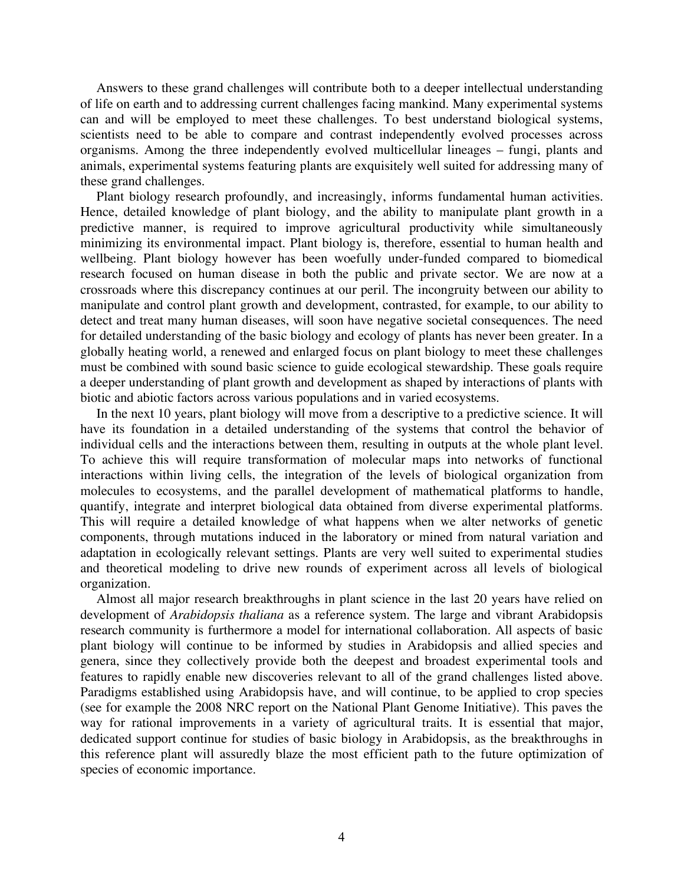Answers to these grand challenges will contribute both to a deeper intellectual understanding of life on earth and to addressing current challenges facing mankind. Many experimental systems can and will be employed to meet these challenges. To best understand biological systems, scientists need to be able to compare and contrast independently evolved processes across organisms. Among the three independently evolved multicellular lineages – fungi, plants and animals, experimental systems featuring plants are exquisitely well suited for addressing many of these grand challenges.

Plant biology research profoundly, and increasingly, informs fundamental human activities. Hence, detailed knowledge of plant biology, and the ability to manipulate plant growth in a predictive manner, is required to improve agricultural productivity while simultaneously minimizing its environmental impact. Plant biology is, therefore, essential to human health and wellbeing. Plant biology however has been woefully under-funded compared to biomedical research focused on human disease in both the public and private sector. We are now at a crossroads where this discrepancy continues at our peril. The incongruity between our ability to manipulate and control plant growth and development, contrasted, for example, to our ability to detect and treat many human diseases, will soon have negative societal consequences. The need for detailed understanding of the basic biology and ecology of plants has never been greater. In a globally heating world, a renewed and enlarged focus on plant biology to meet these challenges must be combined with sound basic science to guide ecological stewardship. These goals require a deeper understanding of plant growth and development as shaped by interactions of plants with biotic and abiotic factors across various populations and in varied ecosystems.

In the next 10 years, plant biology will move from a descriptive to a predictive science. It will have its foundation in a detailed understanding of the systems that control the behavior of individual cells and the interactions between them, resulting in outputs at the whole plant level. To achieve this will require transformation of molecular maps into networks of functional interactions within living cells, the integration of the levels of biological organization from molecules to ecosystems, and the parallel development of mathematical platforms to handle, quantify, integrate and interpret biological data obtained from diverse experimental platforms. This will require a detailed knowledge of what happens when we alter networks of genetic components, through mutations induced in the laboratory or mined from natural variation and adaptation in ecologically relevant settings. Plants are very well suited to experimental studies and theoretical modeling to drive new rounds of experiment across all levels of biological organization.

Almost all major research breakthroughs in plant science in the last 20 years have relied on development of *Arabidopsis thaliana* as a reference system. The large and vibrant Arabidopsis research community is furthermore a model for international collaboration. All aspects of basic plant biology will continue to be informed by studies in Arabidopsis and allied species and genera, since they collectively provide both the deepest and broadest experimental tools and features to rapidly enable new discoveries relevant to all of the grand challenges listed above. Paradigms established using Arabidopsis have, and will continue, to be applied to crop species (see for example the 2008 NRC report on the National Plant Genome Initiative). This paves the way for rational improvements in a variety of agricultural traits. It is essential that major, dedicated support continue for studies of basic biology in Arabidopsis, as the breakthroughs in this reference plant will assuredly blaze the most efficient path to the future optimization of species of economic importance.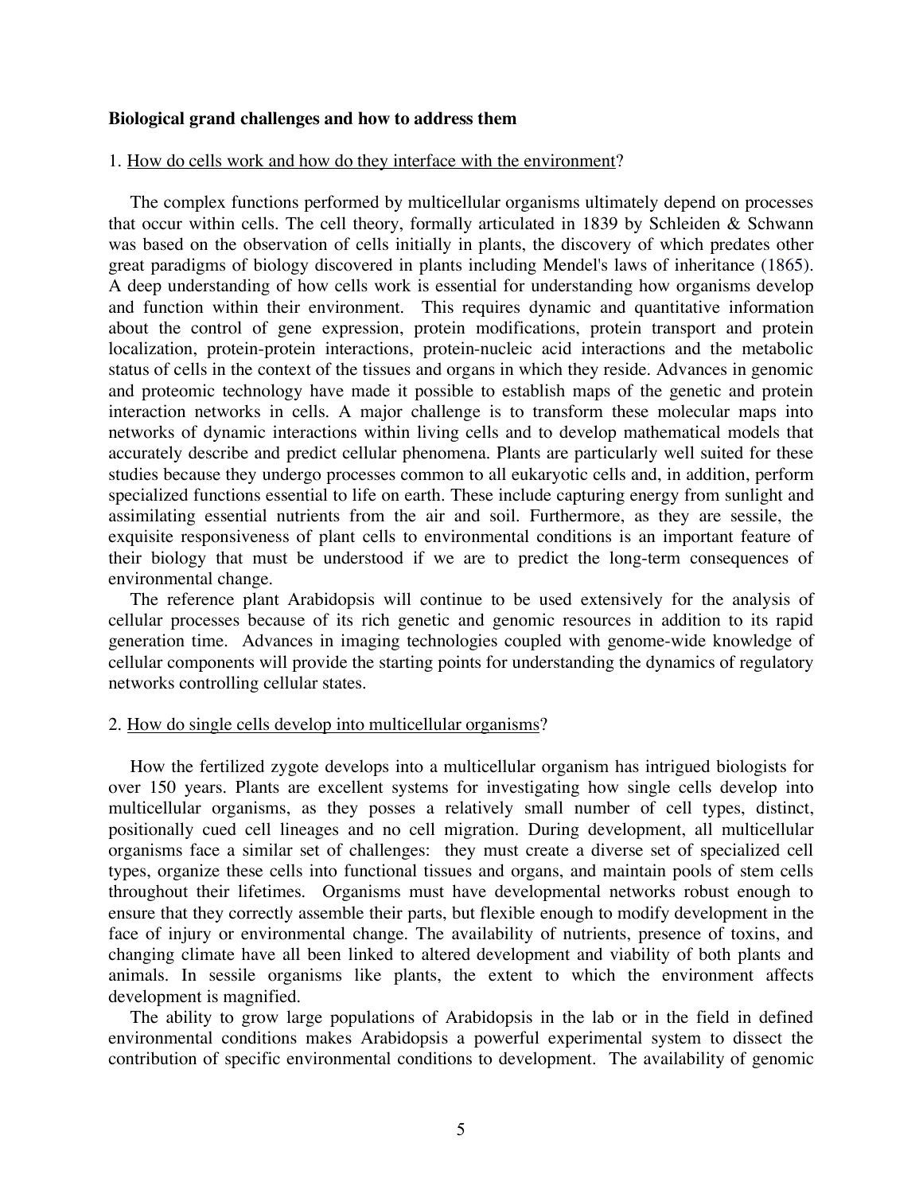**Biological grand challenges and how to address them**

1. How do cells work and how do they interface with the environment?

The complex functions performed by multicellular organisms ultimately depend on processes that occur within cells. The cell theory, formally articulated in 1839 by Schleiden & Schwann was based on the observation of cells initially in plants, the discovery of which predates other great paradigms of biology discovered in plants including Mendel's laws of inheritance (1865). A deep understanding of how cells work is essential for understanding how organisms develop and function within their environment. This requires dynamic and quantitative information about the control of gene expression, protein modifications, protein transport and protein localization, protein-protein interactions, protein-nucleic acid interactions and the metabolic status of cells in the context of the tissues and organs in which they reside. Advances in genomic and proteomic technology have made it possible to establish maps of the genetic and protein interaction networks in cells. A major challenge is to transform these molecular maps into networks of dynamic interactions within living cells and to develop mathematical models that accurately describe and predict cellular phenomena. Plants are particularly well suited for these studies because they undergo processes common to all eukaryotic cells and, in addition, perform specialized functions essential to life on earth. These include capturing energy from sunlight and assimilating essential nutrients from the air and soil. Furthermore, as they are sessile, the exquisite responsiveness of plant cells to environmental conditions is an important feature of their biology that must be understood if we are to predict the long-term consequences of environmental change.

The reference plant Arabidopsis will continue to be used extensively for the analysis of cellular processes because of its rich genetic and genomic resources in addition to its rapid generation time. Advances in imaging technologies coupled with genome-wide knowledge of cellular components will provide the starting points for understanding the dynamics of regulatory networks controlling cellular states.

2. How do single cells develop into multicellular organisms?

How the fertilized zygote develops into a multicellular organism has intrigued biologists for over 150 years. Plants are excellent systems for investigating how single cells develop into multicellular organisms, as they posses a relatively small number of cell types, distinct, positionally cued cell lineages and no cell migration. During development, all multicellular organisms face a similar set of challenges: they must create a diverse set of specialized cell types, organize these cells into functional tissues and organs, and maintain pools of stem cells throughout their lifetimes. Organisms must have developmental networks robust enough to ensure that they correctly assemble their parts, but flexible enough to modify development in the face of injury or environmental change. The availability of nutrients, presence of toxins, and changing climate have all been linked to altered development and viability of both plants and animals. In sessile organisms like plants, the extent to which the environment affects development is magnified.

The ability to grow large populations of Arabidopsis in the lab or in the field in defined environmental conditions makes Arabidopsis a powerful experimental system to dissect the contribution of specific environmental conditions to development. The availability of genomic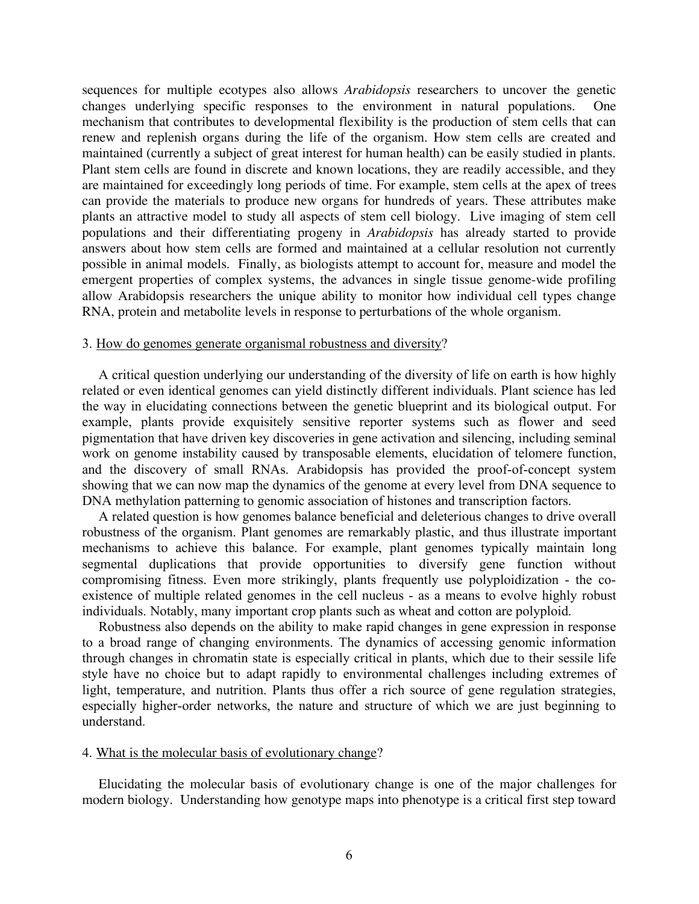sequences for multiple ecotypes also allows *Arabidopsis* researchers to uncover the genetic changes underlying specific responses to the environment in natural populations. One mechanism that contributes to developmental flexibility is the production of stem cells that can renew and replenish organs during the life of the organism. How stem cells are created and maintained (currently a subject of great interest for human health) can be easily studied in plants. Plant stem cells are found in discrete and known locations, they are readily accessible, and they are maintained for exceedingly long periods of time. For example, stem cells at the apex of trees can provide the materials to produce new organs for hundreds of years. These attributes make plants an attractive model to study all aspects of stem cell biology. Live imaging of stem cell populations and their differentiating progeny in *Arabidopsis* has already started to provide answers about how stem cells are formed and maintained at a cellular resolution not currently possible in animal models. Finally, as biologists attempt to account for, measure and model the emergent properties of complex systems, the advances in single tissue genome-wide profiling allow Arabidopsis researchers the unique ability to monitor how individual cell types change RNA, protein and metabolite levels in response to perturbations of the whole organism.

### 3. How do genomes generate organismal robustness and diversity?

A critical question underlying our understanding of the diversity of life on earth is how highly related or even identical genomes can yield distinctly different individuals. Plant science has led the way in elucidating connections between the genetic blueprint and its biological output. For example, plants provide exquisitely sensitive reporter systems such as flower and seed pigmentation that have driven key discoveries in gene activation and silencing, including seminal work on genome instability caused by transposable elements, elucidation of telomere function, and the discovery of small RNAs. Arabidopsis has provided the proof-of-concept system showing that we can now map the dynamics of the genome at every level from DNA sequence to DNA methylation patterning to genomic association of histones and transcription factors.

A related question is how genomes balance beneficial and deleterious changes to drive overall robustness of the organism. Plant genomes are remarkably plastic, and thus illustrate important mechanisms to achieve this balance. For example, plant genomes typically maintain long segmental duplications that provide opportunities to diversify gene function without compromising fitness. Even more strikingly, plants frequently use polyploidization - the co-existence of multiple related genomes in the cell nucleus - as a means to evolve highly robust individuals. Notably, many important crop plants such as wheat and cotton are polyploid.

Robustness also depends on the ability to make rapid changes in gene expression in response to a broad range of changing environments. The dynamics of accessing genomic information through changes in chromatin state is especially critical in plants, which due to their sessile life style have no choice but to adapt rapidly to environmental challenges including extremes of light, temperature, and nutrition. Plants thus offer a rich source of gene regulation strategies, especially higher-order networks, the nature and structure of which we are just beginning to understand.

### 4. What is the molecular basis of evolutionary change?

Elucidating the molecular basis of evolutionary change is one of the major challenges for modern biology. Understanding how genotype maps into phenotype is a critical first step toward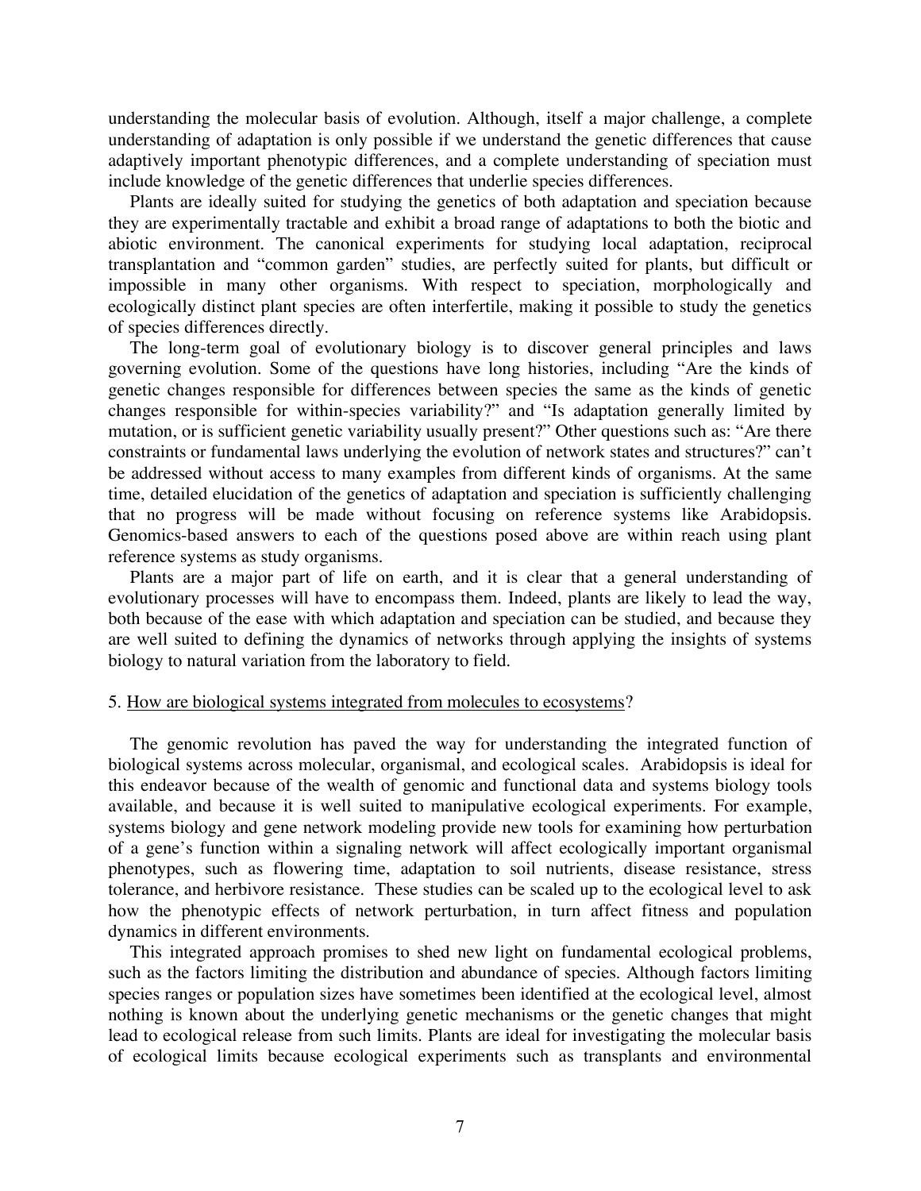understanding the molecular basis of evolution. Although, itself a major challenge, a complete understanding of adaptation is only possible if we understand the genetic differences that cause adaptively important phenotypic differences, and a complete understanding of speciation must include knowledge of the genetic differences that underlie species differences.

Plants are ideally suited for studying the genetics of both adaptation and speciation because they are experimentally tractable and exhibit a broad range of adaptations to both the biotic and abiotic environment. The canonical experiments for studying local adaptation, reciprocal transplantation and "common garden" studies, are perfectly suited for plants, but difficult or impossible in many other organisms. With respect to speciation, morphologically and ecologically distinct plant species are often interfertile, making it possible to study the genetics of species differences directly.

The long-term goal of evolutionary biology is to discover general principles and laws governing evolution. Some of the questions have long histories, including "Are the kinds of genetic changes responsible for differences between species the same as the kinds of genetic changes responsible for within-species variability?" and "Is adaptation generally limited by mutation, or is sufficient genetic variability usually present?" Other questions such as: "Are there constraints or fundamental laws underlying the evolution of network states and structures?" can't be addressed without access to many examples from different kinds of organisms. At the same time, detailed elucidation of the genetics of adaptation and speciation is sufficiently challenging that no progress will be made without focusing on reference systems like Arabidopsis. Genomics-based answers to each of the questions posed above are within reach using plant reference systems as study organisms.

Plants are a major part of life on earth, and it is clear that a general understanding of evolutionary processes will have to encompass them. Indeed, plants are likely to lead the way, both because of the ease with which adaptation and speciation can be studied, and because they are well suited to defining the dynamics of networks through applying the insights of systems biology to natural variation from the laboratory to field.

5. How are biological systems integrated from molecules to ecosystems?

The genomic revolution has paved the way for understanding the integrated function of biological systems across molecular, organismal, and ecological scales. Arabidopsis is ideal for this endeavor because of the wealth of genomic and functional data and systems biology tools available, and because it is well suited to manipulative ecological experiments. For example, systems biology and gene network modeling provide new tools for examining how perturbation of a gene's function within a signaling network will affect ecologically important organismal phenotypes, such as flowering time, adaptation to soil nutrients, disease resistance, stress tolerance, and herbivore resistance. These studies can be scaled up to the ecological level to ask how the phenotypic effects of network perturbation, in turn affect fitness and population dynamics in different environments.

This integrated approach promises to shed new light on fundamental ecological problems, such as the factors limiting the distribution and abundance of species. Although factors limiting species ranges or population sizes have sometimes been identified at the ecological level, almost nothing is known about the underlying genetic mechanisms or the genetic changes that might lead to ecological release from such limits. Plants are ideal for investigating the molecular basis of ecological limits because ecological experiments such as transplants and environmental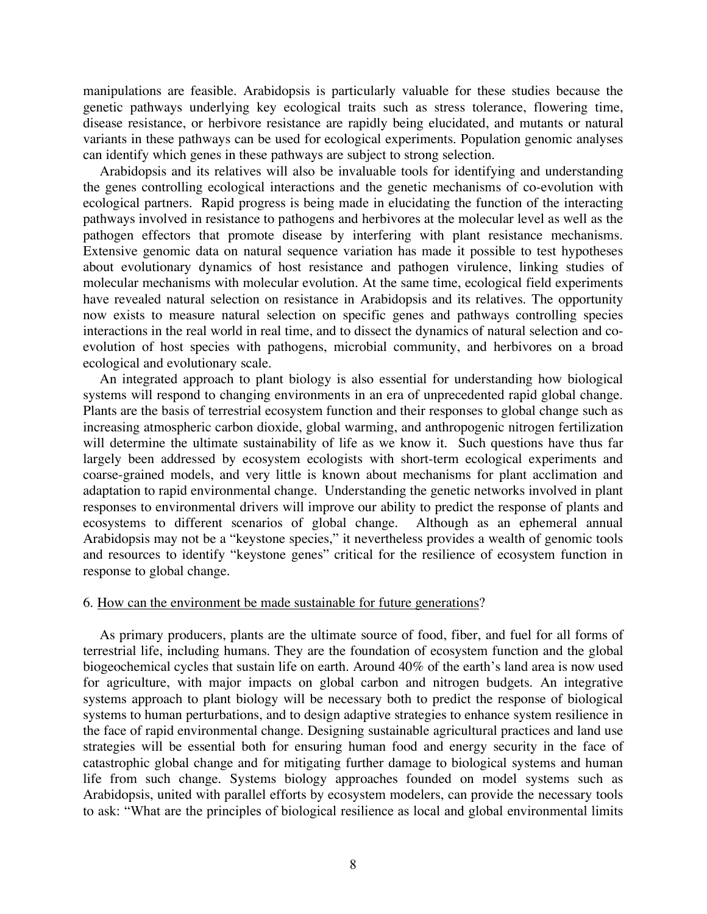manipulations are feasible. Arabidopsis is particularly valuable for these studies because the genetic pathways underlying key ecological traits such as stress tolerance, flowering time, disease resistance, or herbivore resistance are rapidly being elucidated, and mutants or natural variants in these pathways can be used for ecological experiments. Population genomic analyses can identify which genes in these pathways are subject to strong selection.

Arabidopsis and its relatives will also be invaluable tools for identifying and understanding the genes controlling ecological interactions and the genetic mechanisms of co-evolution with ecological partners. Rapid progress is being made in elucidating the function of the interacting pathways involved in resistance to pathogens and herbivores at the molecular level as well as the pathogen effectors that promote disease by interfering with plant resistance mechanisms. Extensive genomic data on natural sequence variation has made it possible to test hypotheses about evolutionary dynamics of host resistance and pathogen virulence, linking studies of molecular mechanisms with molecular evolution. At the same time, ecological field experiments have revealed natural selection on resistance in Arabidopsis and its relatives. The opportunity now exists to measure natural selection on specific genes and pathways controlling species interactions in the real world in real time, and to dissect the dynamics of natural selection and co-evolution of host species with pathogens, microbial community, and herbivores on a broad ecological and evolutionary scale.

An integrated approach to plant biology is also essential for understanding how biological systems will respond to changing environments in an era of unprecedented rapid global change. Plants are the basis of terrestrial ecosystem function and their responses to global change such as increasing atmospheric carbon dioxide, global warming, and anthropogenic nitrogen fertilization will determine the ultimate sustainability of life as we know it. Such questions have thus far largely been addressed by ecosystem ecologists with short-term ecological experiments and coarse-grained models, and very little is known about mechanisms for plant acclimation and adaptation to rapid environmental change. Understanding the genetic networks involved in plant responses to environmental drivers will improve our ability to predict the response of plants and ecosystems to different scenarios of global change. Although as an ephemeral annual Arabidopsis may not be a "keystone species," it nevertheless provides a wealth of genomic tools and resources to identify "keystone genes" critical for the resilience of ecosystem function in response to global change.

6. <u>How can the environment be made sustainable for future generations</u>?

As primary producers, plants are the ultimate source of food, fiber, and fuel for all forms of terrestrial life, including humans. They are the foundation of ecosystem function and the global biogeochemical cycles that sustain life on earth. Around 40% of the earth's land area is now used for agriculture, with major impacts on global carbon and nitrogen budgets. An integrative systems approach to plant biology will be necessary both to predict the response of biological systems to human perturbations, and to design adaptive strategies to enhance system resilience in the face of rapid environmental change. Designing sustainable agricultural practices and land use strategies will be essential both for ensuring human food and energy security in the face of catastrophic global change and for mitigating further damage to biological systems and human life from such change. Systems biology approaches founded on model systems such as Arabidopsis, united with parallel efforts by ecosystem modelers, can provide the necessary tools to ask: "What are the principles of biological resilience as local and global environmental limits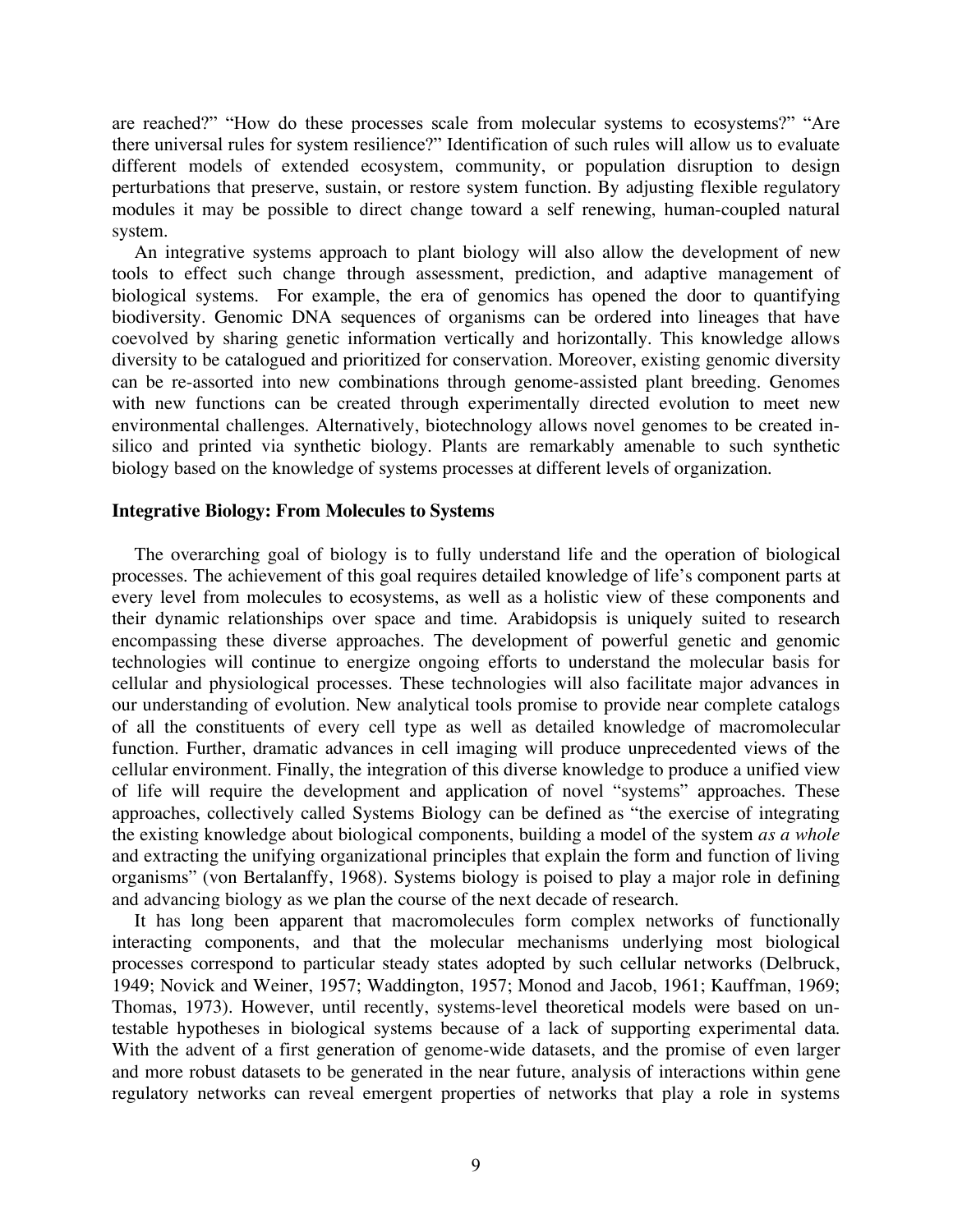are reached?" "How do these processes scale from molecular systems to ecosystems?" "Are there universal rules for system resilience?" Identification of such rules will allow us to evaluate different models of extended ecosystem, community, or population disruption to design perturbations that preserve, sustain, or restore system function. By adjusting flexible regulatory modules it may be possible to direct change toward a self renewing, human-coupled natural system.

An integrative systems approach to plant biology will also allow the development of new tools to effect such change through assessment, prediction, and adaptive management of biological systems. For example, the era of genomics has opened the door to quantifying biodiversity. Genomic DNA sequences of organisms can be ordered into lineages that have coevolved by sharing genetic information vertically and horizontally. This knowledge allows diversity to be catalogued and prioritized for conservation. Moreover, existing genomic diversity can be re-assorted into new combinations through genome-assisted plant breeding. Genomes with new functions can be created through experimentally directed evolution to meet new environmental challenges. Alternatively, biotechnology allows novel genomes to be created in-silico and printed via synthetic biology. Plants are remarkably amenable to such synthetic biology based on the knowledge of systems processes at different levels of organization.

**Integrative Biology: From Molecules to Systems**

The overarching goal of biology is to fully understand life and the operation of biological processes. The achievement of this goal requires detailed knowledge of life's component parts at every level from molecules to ecosystems, as well as a holistic view of these components and their dynamic relationships over space and time. Arabidopsis is uniquely suited to research encompassing these diverse approaches. The development of powerful genetic and genomic technologies will continue to energize ongoing efforts to understand the molecular basis for cellular and physiological processes. These technologies will also facilitate major advances in our understanding of evolution. New analytical tools promise to provide near complete catalogs of all the constituents of every cell type as well as detailed knowledge of macromolecular function. Further, dramatic advances in cell imaging will produce unprecedented views of the cellular environment. Finally, the integration of this diverse knowledge to produce a unified view of life will require the development and application of novel "systems" approaches. These approaches, collectively called Systems Biology can be defined as "the exercise of integrating the existing knowledge about biological components, building a model of the system *as a whole* and extracting the unifying organizational principles that explain the form and function of living organisms" (von Bertalanffy, 1968). Systems biology is poised to play a major role in defining and advancing biology as we plan the course of the next decade of research.

It has long been apparent that macromolecules form complex networks of functionally interacting components, and that the molecular mechanisms underlying most biological processes correspond to particular steady states adopted by such cellular networks (Delbruck, 1949; Novick and Weiner, 1957; Waddington, 1957; Monod and Jacob, 1961; Kauffman, 1969; Thomas, 1973). However, until recently, systems-level theoretical models were based on un-testable hypotheses in biological systems because of a lack of supporting experimental data. With the advent of a first generation of genome-wide datasets, and the promise of even larger and more robust datasets to be generated in the near future, analysis of interactions within gene regulatory networks can reveal emergent properties of networks that play a role in systems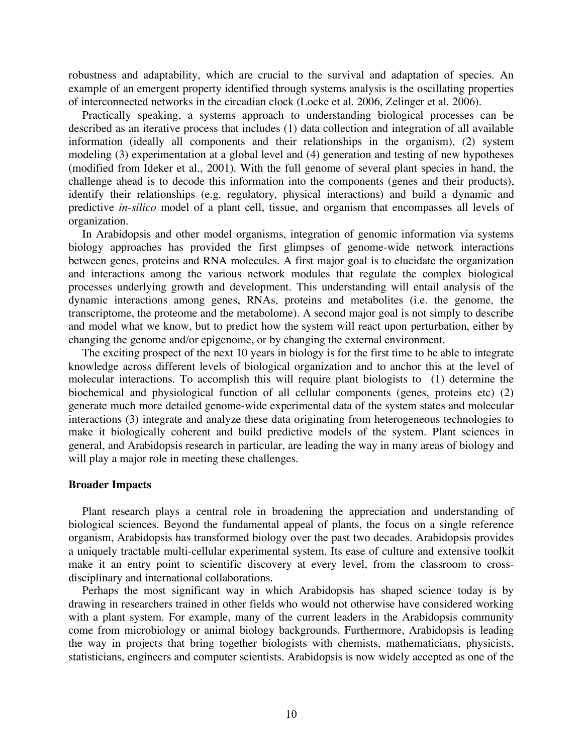robustness and adaptability, which are crucial to the survival and adaptation of species. An example of an emergent property identified through systems analysis is the oscillating properties of interconnected networks in the circadian clock (Locke et al. 2006, Zelinger et al. 2006).

Practically speaking, a systems approach to understanding biological processes can be described as an iterative process that includes (1) data collection and integration of all available information (ideally all components and their relationships in the organism), (2) system modeling (3) experimentation at a global level and (4) generation and testing of new hypotheses (modified from Ideker et al., 2001). With the full genome of several plant species in hand, the challenge ahead is to decode this information into the components (genes and their products), identify their relationships (e.g. regulatory, physical interactions) and build a dynamic and predictive *in-silico* model of a plant cell, tissue, and organism that encompasses all levels of organization.

In Arabidopsis and other model organisms, integration of genomic information via systems biology approaches has provided the first glimpses of genome-wide network interactions between genes, proteins and RNA molecules. A first major goal is to elucidate the organization and interactions among the various network modules that regulate the complex biological processes underlying growth and development. This understanding will entail analysis of the dynamic interactions among genes, RNAs, proteins and metabolites (i.e. the genome, the transcriptome, the proteome and the metabolome). A second major goal is not simply to describe and model what we know, but to predict how the system will react upon perturbation, either by changing the genome and/or epigenome, or by changing the external environment.

The exciting prospect of the next 10 years in biology is for the first time to be able to integrate knowledge across different levels of biological organization and to anchor this at the level of molecular interactions. To accomplish this will require plant biologists to (1) determine the biochemical and physiological function of all cellular components (genes, proteins etc) (2) generate much more detailed genome-wide experimental data of the system states and molecular interactions (3) integrate and analyze these data originating from heterogeneous technologies to make it biologically coherent and build predictive models of the system. Plant sciences in general, and Arabidopsis research in particular, are leading the way in many areas of biology and will play a major role in meeting these challenges.

## Broader Impacts

Plant research plays a central role in broadening the appreciation and understanding of biological sciences. Beyond the fundamental appeal of plants, the focus on a single reference organism, Arabidopsis has transformed biology over the past two decades. Arabidopsis provides a uniquely tractable multi-cellular experimental system. Its ease of culture and extensive toolkit make it an entry point to scientific discovery at every level, from the classroom to cross-disciplinary and international collaborations.

Perhaps the most significant way in which Arabidopsis has shaped science today is by drawing in researchers trained in other fields who would not otherwise have considered working with a plant system. For example, many of the current leaders in the Arabidopsis community come from microbiology or animal biology backgrounds. Furthermore, Arabidopsis is leading the way in projects that bring together biologists with chemists, mathematicians, physicists, statisticians, engineers and computer scientists. Arabidopsis is now widely accepted as one of the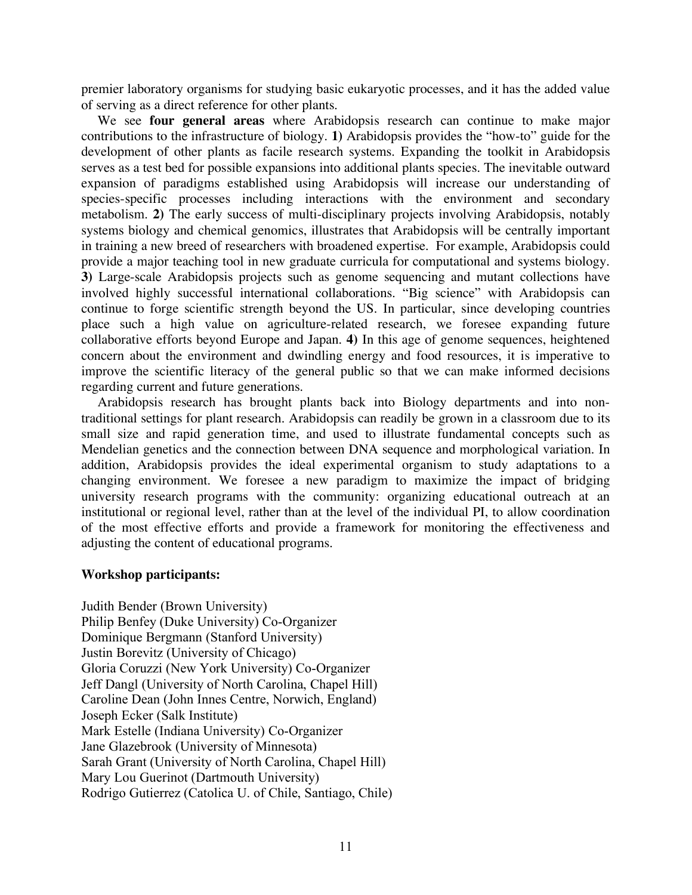premier laboratory organisms for studying basic eukaryotic processes, and it has the added value of serving as a direct reference for other plants.

We see **four general areas** where Arabidopsis research can continue to make major contributions to the infrastructure of biology. **1)** Arabidopsis provides the "how-to" guide for the development of other plants as facile research systems. Expanding the toolkit in Arabidopsis serves as a test bed for possible expansions into additional plants species. The inevitable outward expansion of paradigms established using Arabidopsis will increase our understanding of species-specific processes including interactions with the environment and secondary metabolism. **2)** The early success of multi-disciplinary projects involving Arabidopsis, notably systems biology and chemical genomics, illustrates that Arabidopsis will be centrally important in training a new breed of researchers with broadened expertise. For example, Arabidopsis could provide a major teaching tool in new graduate curricula for computational and systems biology. **3)** Large-scale Arabidopsis projects such as genome sequencing and mutant collections have involved highly successful international collaborations. "Big science" with Arabidopsis can continue to forge scientific strength beyond the US. In particular, since developing countries place such a high value on agriculture-related research, we foresee expanding future collaborative efforts beyond Europe and Japan. **4)** In this age of genome sequences, heightened concern about the environment and dwindling energy and food resources, it is imperative to improve the scientific literacy of the general public so that we can make informed decisions regarding current and future generations.

Arabidopsis research has brought plants back into Biology departments and into non-traditional settings for plant research. Arabidopsis can readily be grown in a classroom due to its small size and rapid generation time, and used to illustrate fundamental concepts such as Mendelian genetics and the connection between DNA sequence and morphological variation. In addition, Arabidopsis provides the ideal experimental organism to study adaptations to a changing environment. We foresee a new paradigm to maximize the impact of bridging university research programs with the community: organizing educational outreach at an institutional or regional level, rather than at the level of the individual PI, to allow coordination of the most effective efforts and provide a framework for monitoring the effectiveness and adjusting the content of educational programs.

**Workshop participants:**

Judith Bender (Brown University)
Philip Benfey (Duke University) Co-Organizer
Dominique Bergmann (Stanford University)
Justin Borevitz (University of Chicago)
Gloria Coruzzi (New York University) Co-Organizer
Jeff Dangl (University of North Carolina, Chapel Hill)
Caroline Dean (John Innes Centre, Norwich, England)
Joseph Ecker (Salk Institute)
Mark Estelle (Indiana University) Co-Organizer
Jane Glazebrook (University of Minnesota)
Sarah Grant (University of North Carolina, Chapel Hill)
Mary Lou Guerinot (Dartmouth University)
Rodrigo Gutierrez (Catolica U. of Chile, Santiago, Chile)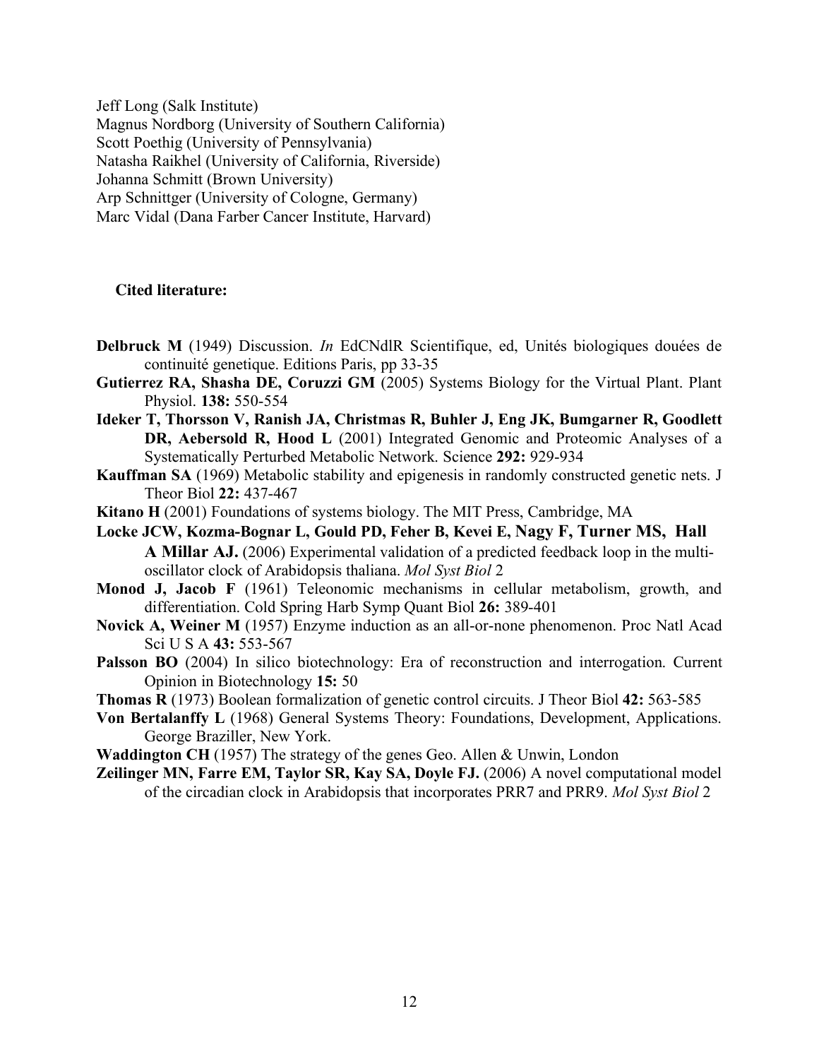Jeff Long (Salk Institute)
Magnus Nordborg (University of Southern California)
Scott Poethig (University of Pennsylvania)
Natasha Raikhel (University of California, Riverside)
Johanna Schmitt (Brown University)
Arp Schnittger (University of Cologne, Germany)
Marc Vidal (Dana Farber Cancer Institute, Harvard)

**Cited literature:**

**Delbruck M** (1949) Discussion. *In* EdCNdlR Scientifique, ed, Unités biologiques douées de continuité genetique. Editions Paris, pp 33-35

**Gutierrez RA, Shasha DE, Coruzzi GM** (2005) Systems Biology for the Virtual Plant. Plant Physiol. **138:** 550-554

**Ideker T, Thorsson V, Ranish JA, Christmas R, Buhler J, Eng JK, Bumgarner R, Goodlett DR, Aebersold R, Hood L** (2001) Integrated Genomic and Proteomic Analyses of a Systematically Perturbed Metabolic Network. Science **292:** 929-934

**Kauffman SA** (1969) Metabolic stability and epigenesis in randomly constructed genetic nets. J Theor Biol **22:** 437-467

**Kitano H** (2001) Foundations of systems biology. The MIT Press, Cambridge, MA

**Locke JCW, Kozma-Bognar L, Gould PD, Feher B, Kevei E, Nagy F, Turner MS, Hall A Millar AJ.** (2006) Experimental validation of a predicted feedback loop in the multi-oscillator clock of Arabidopsis thaliana. *Mol Syst Biol* 2

**Monod J, Jacob F** (1961) Teleonomic mechanisms in cellular metabolism, growth, and differentiation. Cold Spring Harb Symp Quant Biol **26:** 389-401

**Novick A, Weiner M** (1957) Enzyme induction as an all-or-none phenomenon. Proc Natl Acad Sci U S A **43:** 553-567

**Palsson BO** (2004) In silico biotechnology: Era of reconstruction and interrogation. Current Opinion in Biotechnology **15:** 50

**Thomas R** (1973) Boolean formalization of genetic control circuits. J Theor Biol **42:** 563-585

**Von Bertalanffy L** (1968) General Systems Theory: Foundations, Development, Applications. George Braziller, New York.

**Waddington CH** (1957) The strategy of the genes Geo. Allen & Unwin, London

**Zeilinger MN, Farre EM, Taylor SR, Kay SA, Doyle FJ.** (2006) A novel computational model of the circadian clock in Arabidopsis that incorporates PRR7 and PRR9. *Mol Syst Biol* 2